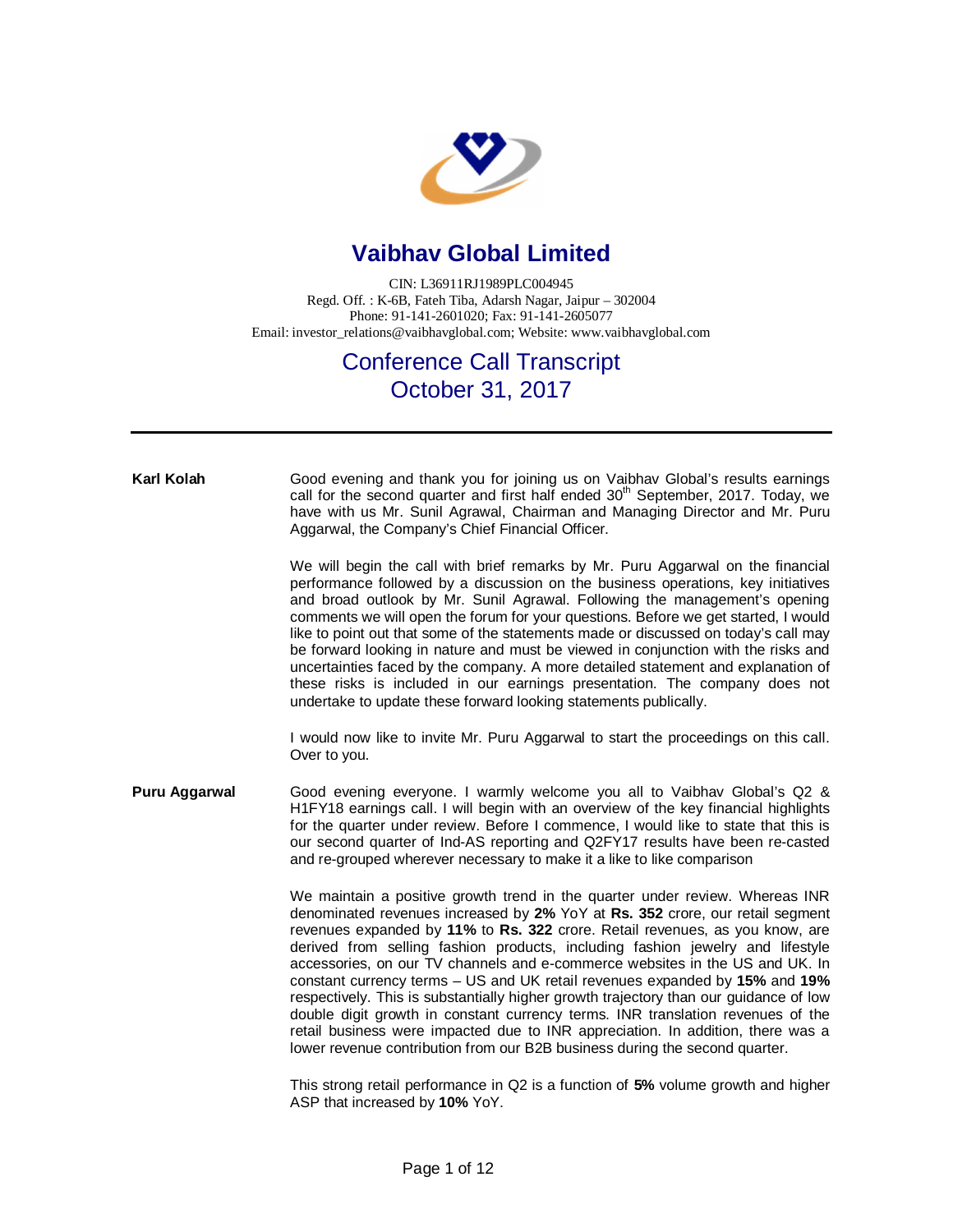# Vaibhav Global Limited

CIN: L36911RJ1989PLC004945
Regd. Off. : K-6B, Fateh Tiba, Adarsh Nagar, Jaipur – 302004
Phone: 91-141-2601020; Fax: 91-141-2605077
Email: investor_relations@vaibhavglobal.com; Website: www.vaibhavglobal.com

## Conference Call Transcript
## October 31, 2017

---

**Karl Kolah**

Good evening and thank you for joining us on Vaibhav Global's results earnings call for the second quarter and first half ended 30th September, 2017. Today, we have with us Mr. Sunil Agrawal, Chairman and Managing Director and Mr. Puru Aggarwal, the Company's Chief Financial Officer.

We will begin the call with brief remarks by Mr. Puru Aggarwal on the financial performance followed by a discussion on the business operations, key initiatives and broad outlook by Mr. Sunil Agrawal. Following the management's opening comments we will open the forum for your questions. Before we get started, I would like to point out that some of the statements made or discussed on today's call may be forward looking in nature and must be viewed in conjunction with the risks and uncertainties faced by the company. A more detailed statement and explanation of these risks is included in our earnings presentation. The company does not undertake to update these forward looking statements publically.

I would now like to invite Mr. Puru Aggarwal to start the proceedings on this call. Over to you.

**Puru Aggarwal**

Good evening everyone. I warmly welcome you all to Vaibhav Global's Q2 & H1FY18 earnings call. I will begin with an overview of the key financial highlights for the quarter under review. Before I commence, I would like to state that this is our second quarter of Ind-AS reporting and Q2FY17 results have been re-casted and re-grouped wherever necessary to make it a like to like comparison

We maintain a positive growth trend in the quarter under review. Whereas INR denominated revenues increased by **2%** YoY at **Rs. 352** crore, our retail segment revenues expanded by **11%** to **Rs. 322** crore. Retail revenues, as you know, are derived from selling fashion products, including fashion jewelry and lifestyle accessories, on our TV channels and e-commerce websites in the US and UK. In constant currency terms – US and UK retail revenues expanded by **15%** and **19%** respectively. This is substantially higher growth trajectory than our guidance of low double digit growth in constant currency terms. INR translation revenues of the retail business were impacted due to INR appreciation. In addition, there was a lower revenue contribution from our B2B business during the second quarter.

This strong retail performance in Q2 is a function of **5%** volume growth and higher ASP that increased by **10%** YoY.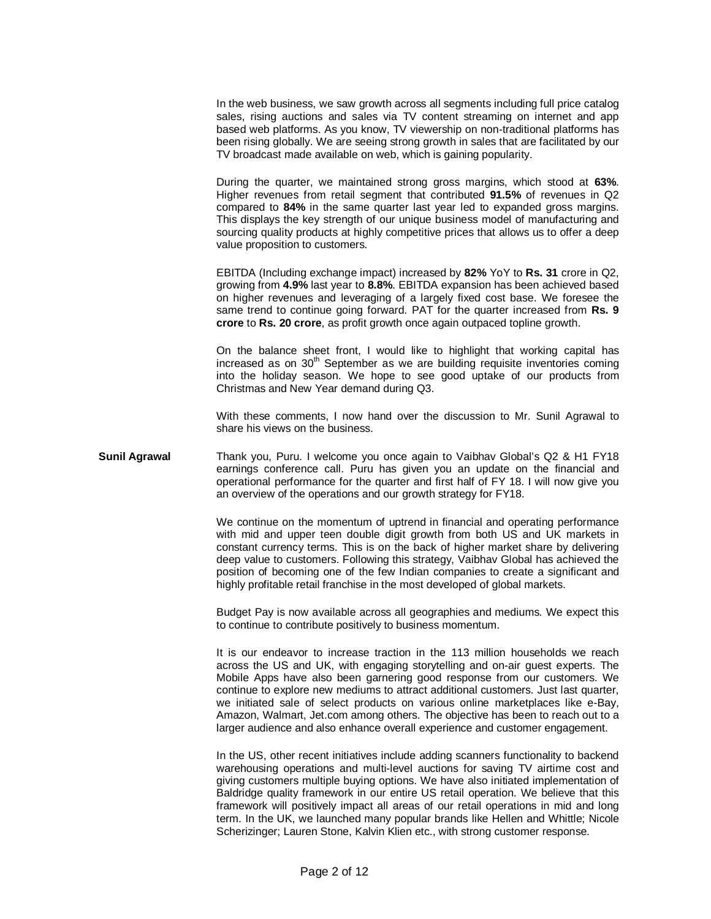In the web business, we saw growth across all segments including full price catalog sales, rising auctions and sales via TV content streaming on internet and app based web platforms. As you know, TV viewership on non-traditional platforms has been rising globally. We are seeing strong growth in sales that are facilitated by our TV broadcast made available on web, which is gaining popularity.

During the quarter, we maintained strong gross margins, which stood at **63%**. Higher revenues from retail segment that contributed **91.5%** of revenues in Q2 compared to **84%** in the same quarter last year led to expanded gross margins. This displays the key strength of our unique business model of manufacturing and sourcing quality products at highly competitive prices that allows us to offer a deep value proposition to customers.

EBITDA (Including exchange impact) increased by **82%** YoY to **Rs. 31** crore in Q2, growing from **4.9%** last year to **8.8%**. EBITDA expansion has been achieved based on higher revenues and leveraging of a largely fixed cost base. We foresee the same trend to continue going forward. PAT for the quarter increased from **Rs. 9 crore** to **Rs. 20 crore**, as profit growth once again outpaced topline growth.

On the balance sheet front, I would like to highlight that working capital has increased as on 30th September as we are building requisite inventories coming into the holiday season. We hope to see good uptake of our products from Christmas and New Year demand during Q3.

With these comments, I now hand over the discussion to Mr. Sunil Agrawal to share his views on the business.

**Sunil Agrawal** Thank you, Puru. I welcome you once again to Vaibhav Global's Q2 & H1 FY18 earnings conference call. Puru has given you an update on the financial and operational performance for the quarter and first half of FY 18. I will now give you an overview of the operations and our growth strategy for FY18.

We continue on the momentum of uptrend in financial and operating performance with mid and upper teen double digit growth from both US and UK markets in constant currency terms. This is on the back of higher market share by delivering deep value to customers. Following this strategy, Vaibhav Global has achieved the position of becoming one of the few Indian companies to create a significant and highly profitable retail franchise in the most developed of global markets.

Budget Pay is now available across all geographies and mediums. We expect this to continue to contribute positively to business momentum.

It is our endeavor to increase traction in the 113 million households we reach across the US and UK, with engaging storytelling and on-air guest experts. The Mobile Apps have also been garnering good response from our customers. We continue to explore new mediums to attract additional customers. Just last quarter, we initiated sale of select products on various online marketplaces like e-Bay, Amazon, Walmart, Jet.com among others. The objective has been to reach out to a larger audience and also enhance overall experience and customer engagement.

In the US, other recent initiatives include adding scanners functionality to backend warehousing operations and multi-level auctions for saving TV airtime cost and giving customers multiple buying options. We have also initiated implementation of Baldridge quality framework in our entire US retail operation. We believe that this framework will positively impact all areas of our retail operations in mid and long term. In the UK, we launched many popular brands like Hellen and Whittle; Nicole Scherizinger; Lauren Stone, Kalvin Klien etc., with strong customer response.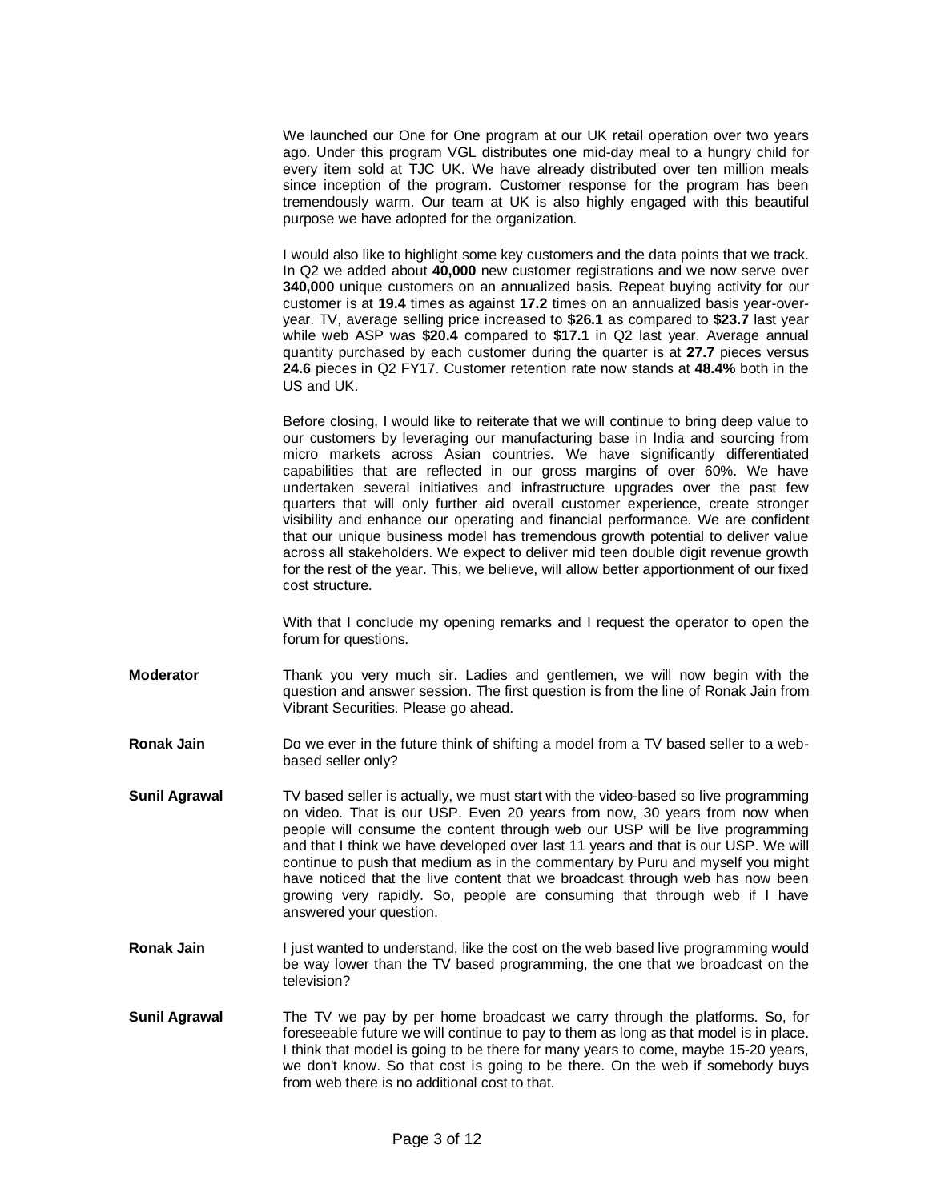We launched our One for One program at our UK retail operation over two years ago. Under this program VGL distributes one mid-day meal to a hungry child for every item sold at TJC UK. We have already distributed over ten million meals since inception of the program. Customer response for the program has been tremendously warm. Our team at UK is also highly engaged with this beautiful purpose we have adopted for the organization.

I would also like to highlight some key customers and the data points that we track. In Q2 we added about **40,000** new customer registrations and we now serve over **340,000** unique customers on an annualized basis. Repeat buying activity for our customer is at **19.4** times as against **17.2** times on an annualized basis year-over-year. TV, average selling price increased to **$26.1** as compared to **$23.7** last year while web ASP was **$20.4** compared to **$17.1** in Q2 last year. Average annual quantity purchased by each customer during the quarter is at **27.7** pieces versus **24.6** pieces in Q2 FY17. Customer retention rate now stands at **48.4%** both in the US and UK.

Before closing, I would like to reiterate that we will continue to bring deep value to our customers by leveraging our manufacturing base in India and sourcing from micro markets across Asian countries. We have significantly differentiated capabilities that are reflected in our gross margins of over 60%. We have undertaken several initiatives and infrastructure upgrades over the past few quarters that will only further aid overall customer experience, create stronger visibility and enhance our operating and financial performance. We are confident that our unique business model has tremendous growth potential to deliver value across all stakeholders. We expect to deliver mid teen double digit revenue growth for the rest of the year. This, we believe, will allow better apportionment of our fixed cost structure.

With that I conclude my opening remarks and I request the operator to open the forum for questions.

**Moderator** Thank you very much sir. Ladies and gentlemen, we will now begin with the question and answer session. The first question is from the line of Ronak Jain from Vibrant Securities. Please go ahead.

**Ronak Jain** Do we ever in the future think of shifting a model from a TV based seller to a web-based seller only?

**Sunil Agrawal** TV based seller is actually, we must start with the video-based so live programming on video. That is our USP. Even 20 years from now, 30 years from now when people will consume the content through web our USP will be live programming and that I think we have developed over last 11 years and that is our USP. We will continue to push that medium as in the commentary by Puru and myself you might have noticed that the live content that we broadcast through web has now been growing very rapidly. So, people are consuming that through web if I have answered your question.

**Ronak Jain** I just wanted to understand, like the cost on the web based live programming would be way lower than the TV based programming, the one that we broadcast on the television?

**Sunil Agrawal** The TV we pay by per home broadcast we carry through the platforms. So, for foreseeable future we will continue to pay to them as long as that model is in place. I think that model is going to be there for many years to come, maybe 15-20 years, we don't know. So that cost is going to be there. On the web if somebody buys from web there is no additional cost to that.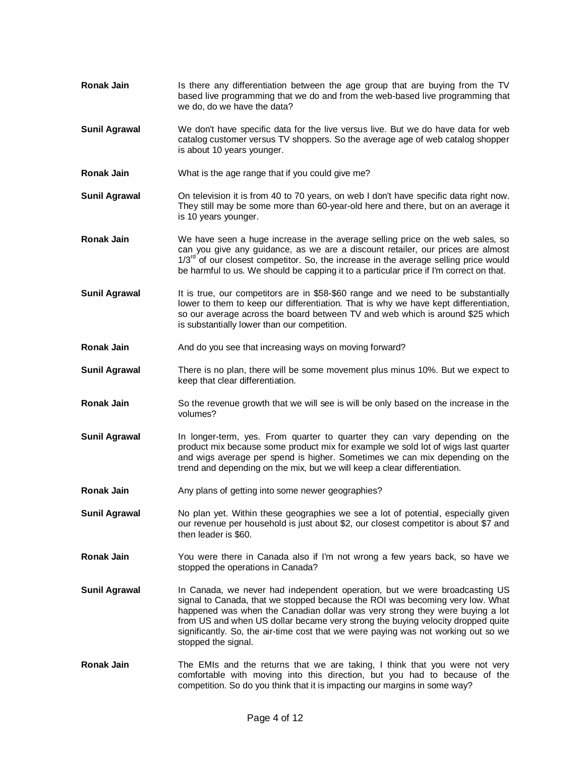**Ronak Jain** Is there any differentiation between the age group that are buying from the TV based live programming that we do and from the web-based live programming that we do, do we have the data?

**Sunil Agrawal** We don't have specific data for the live versus live. But we do have data for web catalog customer versus TV shoppers. So the average age of web catalog shopper is about 10 years younger.

**Ronak Jain** What is the age range that if you could give me?

**Sunil Agrawal** On television it is from 40 to 70 years, on web I don't have specific data right now. They still may be some more than 60-year-old here and there, but on an average it is 10 years younger.

**Ronak Jain** We have seen a huge increase in the average selling price on the web sales, so can you give any guidance, as we are a discount retailer, our prices are almost 1/3rd of our closest competitor. So, the increase in the average selling price would be harmful to us. We should be capping it to a particular price if I'm correct on that.

**Sunil Agrawal** It is true, our competitors are in $58-$60 range and we need to be substantially lower to them to keep our differentiation. That is why we have kept differentiation, so our average across the board between TV and web which is around $25 which is substantially lower than our competition.

**Ronak Jain** And do you see that increasing ways on moving forward?

**Sunil Agrawal** There is no plan, there will be some movement plus minus 10%. But we expect to keep that clear differentiation.

**Ronak Jain** So the revenue growth that we will see is will be only based on the increase in the volumes?

**Sunil Agrawal** In longer-term, yes. From quarter to quarter they can vary depending on the product mix because some product mix for example we sold lot of wigs last quarter and wigs average per spend is higher. Sometimes we can mix depending on the trend and depending on the mix, but we will keep a clear differentiation.

**Ronak Jain** Any plans of getting into some newer geographies?

**Sunil Agrawal** No plan yet. Within these geographies we see a lot of potential, especially given our revenue per household is just about $2, our closest competitor is about $7 and then leader is $60.

**Ronak Jain** You were there in Canada also if I'm not wrong a few years back, so have we stopped the operations in Canada?

**Sunil Agrawal** In Canada, we never had independent operation, but we were broadcasting US signal to Canada, that we stopped because the ROI was becoming very low. What happened was when the Canadian dollar was very strong they were buying a lot from US and when US dollar became very strong the buying velocity dropped quite significantly. So, the air-time cost that we were paying was not working out so we stopped the signal.

**Ronak Jain** The EMIs and the returns that we are taking, I think that you were not very comfortable with moving into this direction, but you had to because of the competition. So do you think that it is impacting our margins in some way?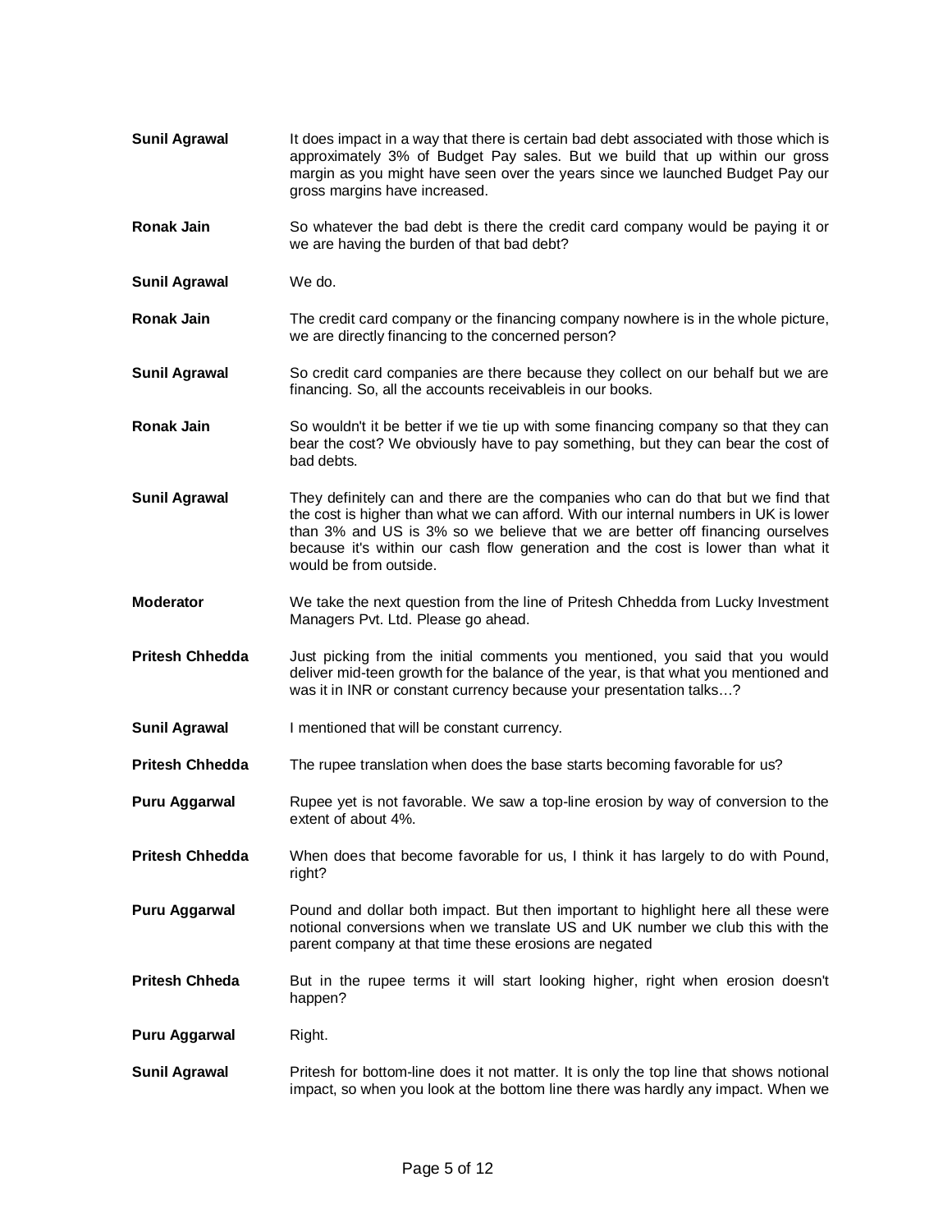**Sunil Agrawal** It does impact in a way that there is certain bad debt associated with those which is approximately 3% of Budget Pay sales. But we build that up within our gross margin as you might have seen over the years since we launched Budget Pay our gross margins have increased.

**Ronak Jain** So whatever the bad debt is there the credit card company would be paying it or we are having the burden of that bad debt?

**Sunil Agrawal** We do.

**Ronak Jain** The credit card company or the financing company nowhere is in the whole picture, we are directly financing to the concerned person?

**Sunil Agrawal** So credit card companies are there because they collect on our behalf but we are financing. So, all the accounts receivableis in our books.

**Ronak Jain** So wouldn't it be better if we tie up with some financing company so that they can bear the cost? We obviously have to pay something, but they can bear the cost of bad debts.

**Sunil Agrawal** They definitely can and there are the companies who can do that but we find that the cost is higher than what we can afford. With our internal numbers in UK is lower than 3% and US is 3% so we believe that we are better off financing ourselves because it's within our cash flow generation and the cost is lower than what it would be from outside.

**Moderator** We take the next question from the line of Pritesh Chhedda from Lucky Investment Managers Pvt. Ltd. Please go ahead.

**Pritesh Chhedda** Just picking from the initial comments you mentioned, you said that you would deliver mid-teen growth for the balance of the year, is that what you mentioned and was it in INR or constant currency because your presentation talks…?

**Sunil Agrawal** I mentioned that will be constant currency.

**Pritesh Chhedda** The rupee translation when does the base starts becoming favorable for us?

**Puru Aggarwal** Rupee yet is not favorable. We saw a top-line erosion by way of conversion to the extent of about 4%.

**Pritesh Chhedda** When does that become favorable for us, I think it has largely to do with Pound, right?

**Puru Aggarwal** Pound and dollar both impact. But then important to highlight here all these were notional conversions when we translate US and UK number we club this with the parent company at that time these erosions are negated

**Pritesh Chheda** But in the rupee terms it will start looking higher, right when erosion doesn't happen?

**Puru Aggarwal** Right.

**Sunil Agrawal** Pritesh for bottom-line does it not matter. It is only the top line that shows notional impact, so when you look at the bottom line there was hardly any impact. When we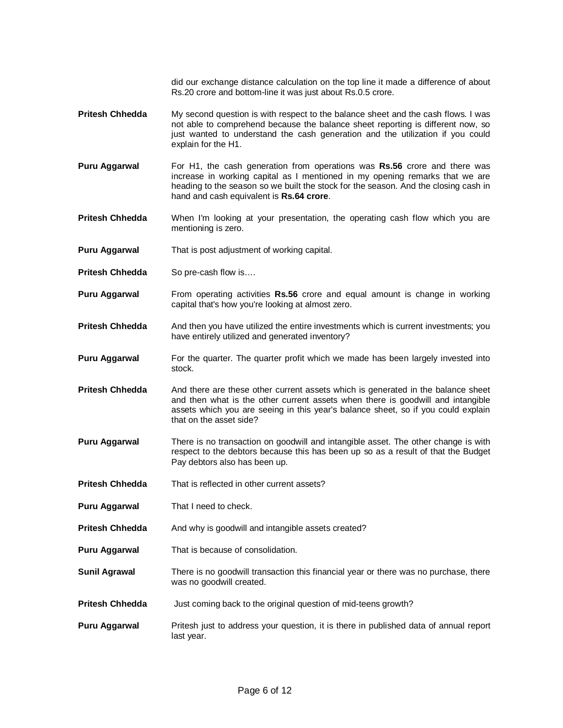did our exchange distance calculation on the top line it made a difference of about Rs.20 crore and bottom-line it was just about Rs.0.5 crore.

**Pritesh Chhedda** My second question is with respect to the balance sheet and the cash flows. I was not able to comprehend because the balance sheet reporting is different now, so just wanted to understand the cash generation and the utilization if you could explain for the H1.

**Puru Aggarwal** For H1, the cash generation from operations was **Rs.56** crore and there was increase in working capital as I mentioned in my opening remarks that we are heading to the season so we built the stock for the season. And the closing cash in hand and cash equivalent is **Rs.64 crore**.

**Pritesh Chhedda** When I'm looking at your presentation, the operating cash flow which you are mentioning is zero.

**Puru Aggarwal** That is post adjustment of working capital.

**Pritesh Chhedda** So pre-cash flow is….

**Puru Aggarwal** From operating activities **Rs.56** crore and equal amount is change in working capital that's how you're looking at almost zero.

**Pritesh Chhedda** And then you have utilized the entire investments which is current investments; you have entirely utilized and generated inventory?

**Puru Aggarwal** For the quarter. The quarter profit which we made has been largely invested into stock.

**Pritesh Chhedda** And there are these other current assets which is generated in the balance sheet and then what is the other current assets when there is goodwill and intangible assets which you are seeing in this year's balance sheet, so if you could explain that on the asset side?

**Puru Aggarwal** There is no transaction on goodwill and intangible asset. The other change is with respect to the debtors because this has been up so as a result of that the Budget Pay debtors also has been up.

**Pritesh Chhedda** That is reflected in other current assets?

**Puru Aggarwal** That I need to check.

**Pritesh Chhedda** And why is goodwill and intangible assets created?

**Puru Aggarwal** That is because of consolidation.

**Sunil Agrawal** There is no goodwill transaction this financial year or there was no purchase, there was no goodwill created.

**Pritesh Chhedda** Just coming back to the original question of mid-teens growth?

**Puru Aggarwal** Pritesh just to address your question, it is there in published data of annual report last year.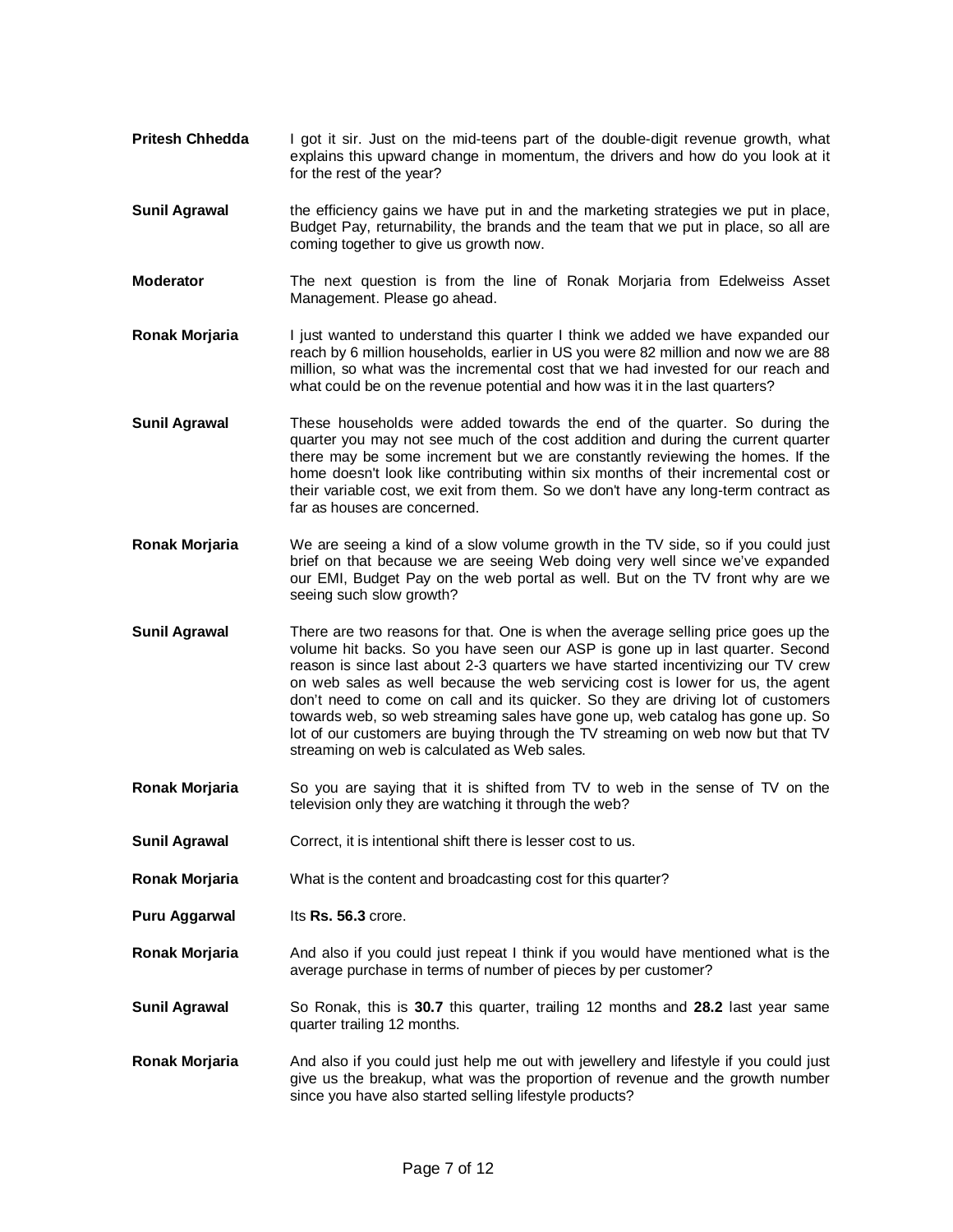**Pritesh Chhedda** I got it sir. Just on the mid-teens part of the double-digit revenue growth, what explains this upward change in momentum, the drivers and how do you look at it for the rest of the year?

**Sunil Agrawal** the efficiency gains we have put in and the marketing strategies we put in place, Budget Pay, returnability, the brands and the team that we put in place, so all are coming together to give us growth now.

**Moderator** The next question is from the line of Ronak Morjaria from Edelweiss Asset Management. Please go ahead.

**Ronak Morjaria** I just wanted to understand this quarter I think we added we have expanded our reach by 6 million households, earlier in US you were 82 million and now we are 88 million, so what was the incremental cost that we had invested for our reach and what could be on the revenue potential and how was it in the last quarters?

**Sunil Agrawal** These households were added towards the end of the quarter. So during the quarter you may not see much of the cost addition and during the current quarter there may be some increment but we are constantly reviewing the homes. If the home doesn't look like contributing within six months of their incremental cost or their variable cost, we exit from them. So we don't have any long-term contract as far as houses are concerned.

**Ronak Morjaria** We are seeing a kind of a slow volume growth in the TV side, so if you could just brief on that because we are seeing Web doing very well since we've expanded our EMI, Budget Pay on the web portal as well. But on the TV front why are we seeing such slow growth?

**Sunil Agrawal** There are two reasons for that. One is when the average selling price goes up the volume hit backs. So you have seen our ASP is gone up in last quarter. Second reason is since last about 2-3 quarters we have started incentivizing our TV crew on web sales as well because the web servicing cost is lower for us, the agent don't need to come on call and its quicker. So they are driving lot of customers towards web, so web streaming sales have gone up, web catalog has gone up. So lot of our customers are buying through the TV streaming on web now but that TV streaming on web is calculated as Web sales.

**Ronak Morjaria** So you are saying that it is shifted from TV to web in the sense of TV on the television only they are watching it through the web?

**Sunil Agrawal** Correct, it is intentional shift there is lesser cost to us.

**Ronak Morjaria** What is the content and broadcasting cost for this quarter?

**Puru Aggarwal** Its **Rs. 56.3** crore.

**Ronak Morjaria** And also if you could just repeat I think if you would have mentioned what is the average purchase in terms of number of pieces by per customer?

**Sunil Agrawal** So Ronak, this is **30.7** this quarter, trailing 12 months and **28.2** last year same quarter trailing 12 months.

**Ronak Morjaria** And also if you could just help me out with jewellery and lifestyle if you could just give us the breakup, what was the proportion of revenue and the growth number since you have also started selling lifestyle products?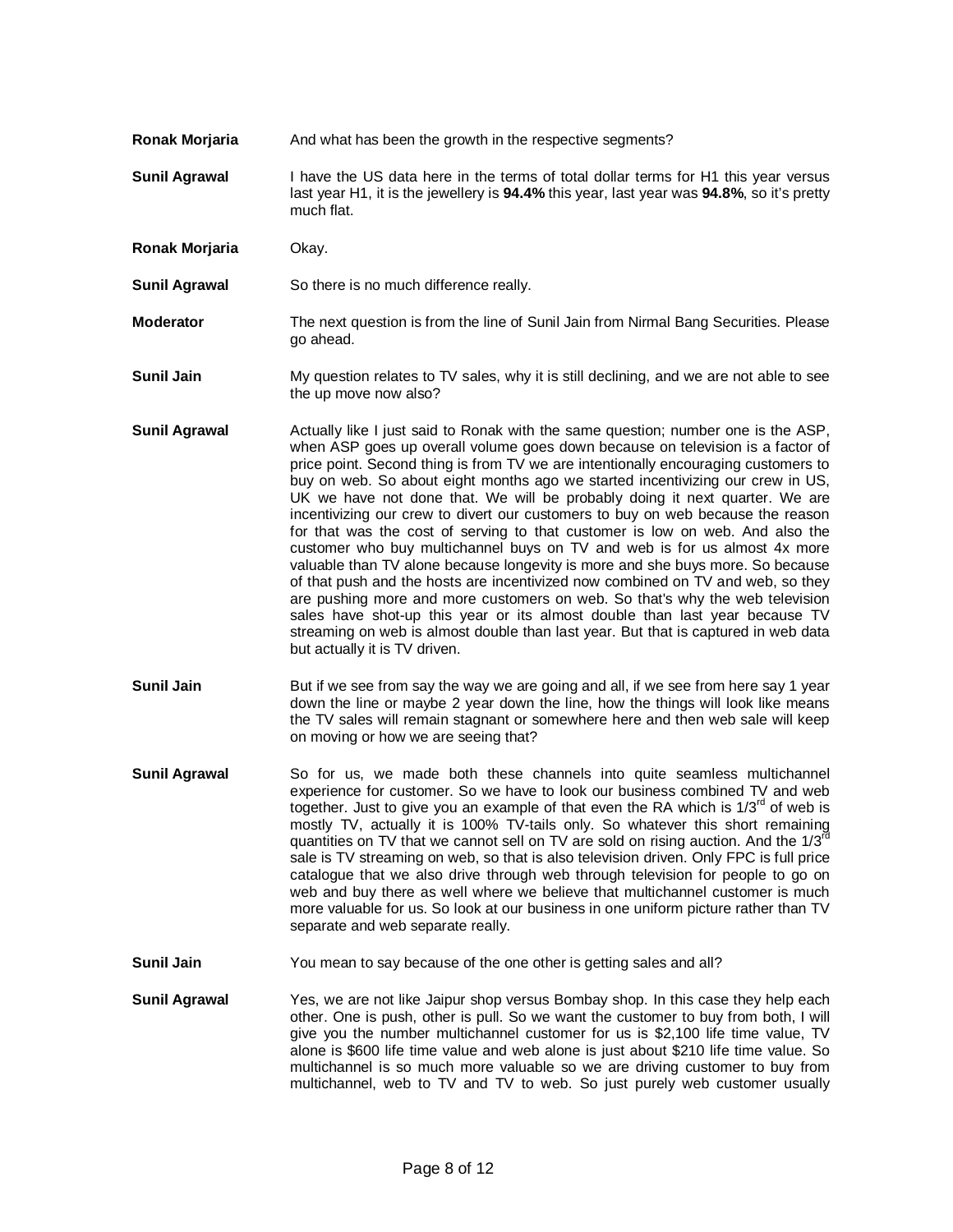**Ronak Morjaria** And what has been the growth in the respective segments?

**Sunil Agrawal** I have the US data here in the terms of total dollar terms for H1 this year versus last year H1, it is the jewellery is **94.4%** this year, last year was **94.8%**, so it's pretty much flat.

**Ronak Morjaria** Okay.

**Sunil Agrawal** So there is no much difference really.

**Moderator** The next question is from the line of Sunil Jain from Nirmal Bang Securities. Please go ahead.

**Sunil Jain** My question relates to TV sales, why it is still declining, and we are not able to see the up move now also?

**Sunil Agrawal** Actually like I just said to Ronak with the same question; number one is the ASP, when ASP goes up overall volume goes down because on television is a factor of price point. Second thing is from TV we are intentionally encouraging customers to buy on web. So about eight months ago we started incentivizing our crew in US, UK we have not done that. We will be probably doing it next quarter. We are incentivizing our crew to divert our customers to buy on web because the reason for that was the cost of serving to that customer is low on web. And also the customer who buy multichannel buys on TV and web is for us almost 4x more valuable than TV alone because longevity is more and she buys more. So because of that push and the hosts are incentivized now combined on TV and web, so they are pushing more and more customers on web. So that's why the web television sales have shot-up this year or its almost double than last year because TV streaming on web is almost double than last year. But that is captured in web data but actually it is TV driven.

**Sunil Jain** But if we see from say the way we are going and all, if we see from here say 1 year down the line or maybe 2 year down the line, how the things will look like means the TV sales will remain stagnant or somewhere here and then web sale will keep on moving or how we are seeing that?

**Sunil Agrawal** So for us, we made both these channels into quite seamless multichannel experience for customer. So we have to look our business combined TV and web together. Just to give you an example of that even the RA which is 1/3rd of web is mostly TV, actually it is 100% TV-tails only. So whatever this short remaining quantities on TV that we cannot sell on TV are sold on rising auction. And the 1/3rd sale is TV streaming on web, so that is also television driven. Only FPC is full price catalogue that we also drive through web through television for people to go on web and buy there as well where we believe that multichannel customer is much more valuable for us. So look at our business in one uniform picture rather than TV separate and web separate really.

**Sunil Jain** You mean to say because of the one other is getting sales and all?

**Sunil Agrawal** Yes, we are not like Jaipur shop versus Bombay shop. In this case they help each other. One is push, other is pull. So we want the customer to buy from both, I will give you the number multichannel customer for us is $2,100 life time value, TV alone is $600 life time value and web alone is just about $210 life time value. So multichannel is so much more valuable so we are driving customer to buy from multichannel, web to TV and TV to web. So just purely web customer usually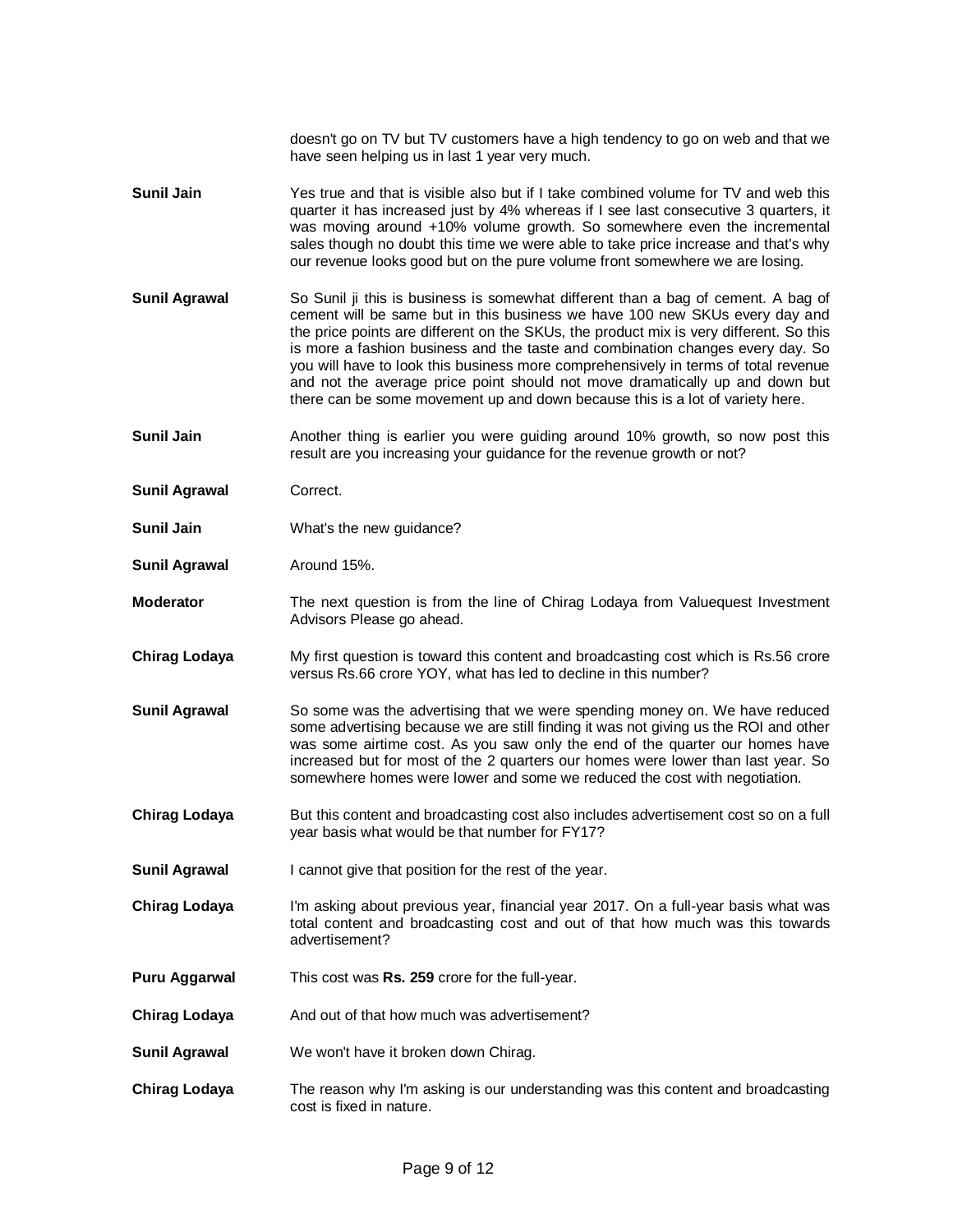doesn't go on TV but TV customers have a high tendency to go on web and that we have seen helping us in last 1 year very much.

**Sunil Jain** Yes true and that is visible also but if I take combined volume for TV and web this quarter it has increased just by 4% whereas if I see last consecutive 3 quarters, it was moving around +10% volume growth. So somewhere even the incremental sales though no doubt this time we were able to take price increase and that's why our revenue looks good but on the pure volume front somewhere we are losing.

**Sunil Agrawal** So Sunil ji this is business is somewhat different than a bag of cement. A bag of cement will be same but in this business we have 100 new SKUs every day and the price points are different on the SKUs, the product mix is very different. So this is more a fashion business and the taste and combination changes every day. So you will have to look this business more comprehensively in terms of total revenue and not the average price point should not move dramatically up and down but there can be some movement up and down because this is a lot of variety here.

**Sunil Jain** Another thing is earlier you were guiding around 10% growth, so now post this result are you increasing your guidance for the revenue growth or not?

**Sunil Agrawal** Correct.

**Sunil Jain** What's the new guidance?

**Sunil Agrawal** Around 15%.

**Moderator** The next question is from the line of Chirag Lodaya from Valuequest Investment Advisors Please go ahead.

**Chirag Lodaya** My first question is toward this content and broadcasting cost which is Rs.56 crore versus Rs.66 crore YOY, what has led to decline in this number?

**Sunil Agrawal** So some was the advertising that we were spending money on. We have reduced some advertising because we are still finding it was not giving us the ROI and other was some airtime cost. As you saw only the end of the quarter our homes have increased but for most of the 2 quarters our homes were lower than last year. So somewhere homes were lower and some we reduced the cost with negotiation.

**Chirag Lodaya** But this content and broadcasting cost also includes advertisement cost so on a full year basis what would be that number for FY17?

**Sunil Agrawal** I cannot give that position for the rest of the year.

**Chirag Lodaya** I'm asking about previous year, financial year 2017. On a full-year basis what was total content and broadcasting cost and out of that how much was this towards advertisement?

**Puru Aggarwal** This cost was **Rs. 259** crore for the full-year.

**Chirag Lodaya** And out of that how much was advertisement?

**Sunil Agrawal** We won't have it broken down Chirag.

**Chirag Lodaya** The reason why I'm asking is our understanding was this content and broadcasting cost is fixed in nature.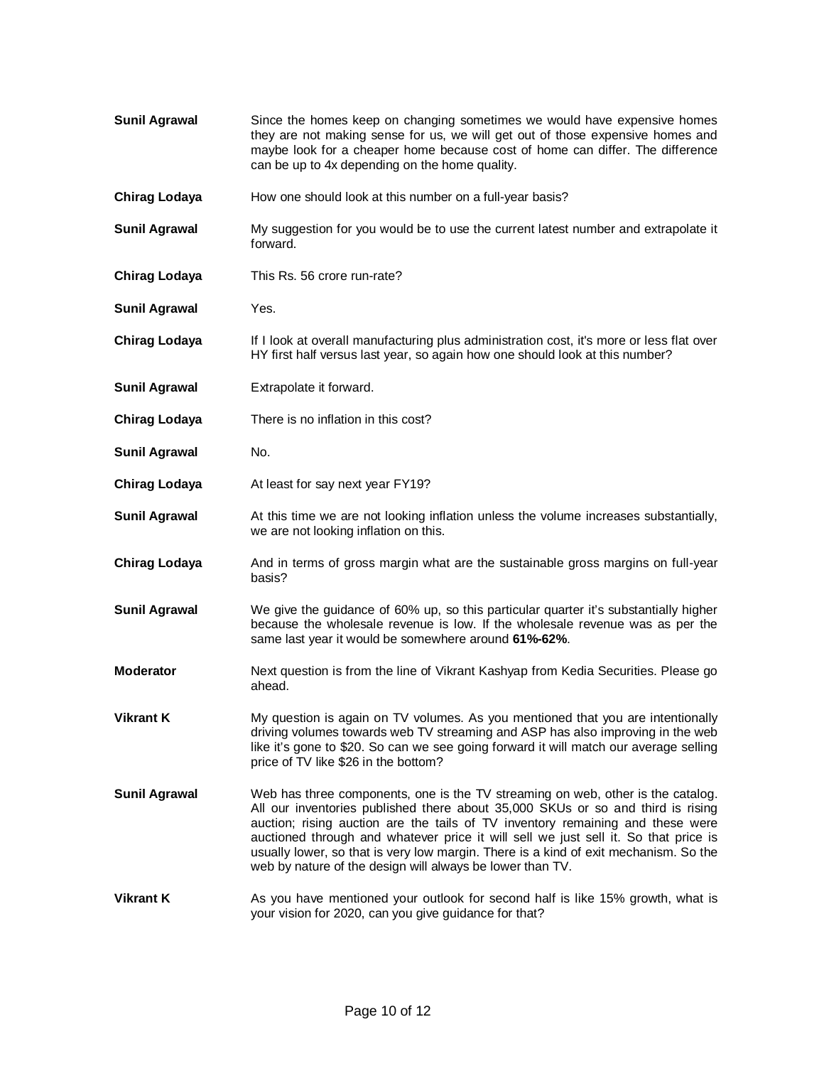**Sunil Agrawal** Since the homes keep on changing sometimes we would have expensive homes they are not making sense for us, we will get out of those expensive homes and maybe look for a cheaper home because cost of home can differ. The difference can be up to 4x depending on the home quality.

**Chirag Lodaya** How one should look at this number on a full-year basis?

**Sunil Agrawal** My suggestion for you would be to use the current latest number and extrapolate it forward.

**Chirag Lodaya** This Rs. 56 crore run-rate?

**Sunil Agrawal** Yes.

**Chirag Lodaya** If I look at overall manufacturing plus administration cost, it's more or less flat over HY first half versus last year, so again how one should look at this number?

**Sunil Agrawal** Extrapolate it forward.

**Chirag Lodaya** There is no inflation in this cost?

**Sunil Agrawal** No.

**Chirag Lodaya** At least for say next year FY19?

**Sunil Agrawal** At this time we are not looking inflation unless the volume increases substantially, we are not looking inflation on this.

**Chirag Lodaya** And in terms of gross margin what are the sustainable gross margins on full-year basis?

**Sunil Agrawal** We give the guidance of 60% up, so this particular quarter it's substantially higher because the wholesale revenue is low. If the wholesale revenue was as per the same last year it would be somewhere around **61%-62%**.

**Moderator** Next question is from the line of Vikrant Kashyap from Kedia Securities. Please go ahead.

**Vikrant K** My question is again on TV volumes. As you mentioned that you are intentionally driving volumes towards web TV streaming and ASP has also improving in the web like it's gone to $20. So can we see going forward it will match our average selling price of TV like $26 in the bottom?

**Sunil Agrawal** Web has three components, one is the TV streaming on web, other is the catalog. All our inventories published there about 35,000 SKUs or so and third is rising auction; rising auction are the tails of TV inventory remaining and these were auctioned through and whatever price it will sell we just sell it. So that price is usually lower, so that is very low margin. There is a kind of exit mechanism. So the web by nature of the design will always be lower than TV.

**Vikrant K** As you have mentioned your outlook for second half is like 15% growth, what is your vision for 2020, can you give guidance for that?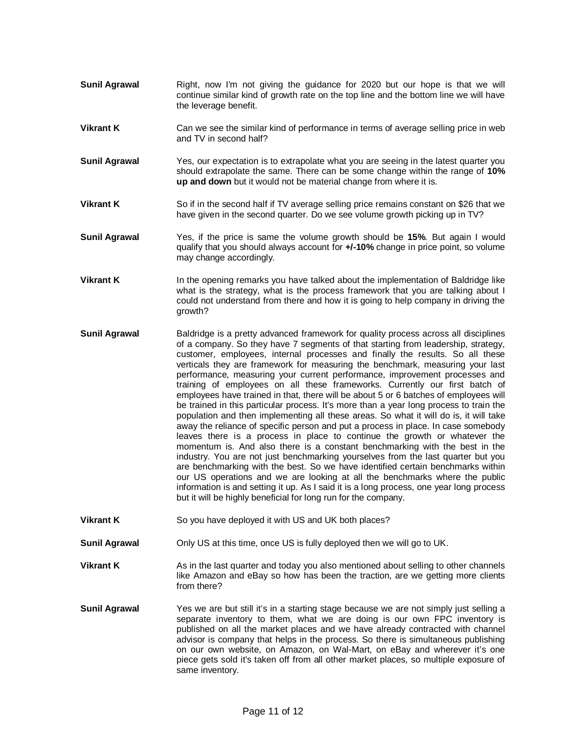**Sunil Agrawal** Right, now I'm not giving the guidance for 2020 but our hope is that we will continue similar kind of growth rate on the top line and the bottom line we will have the leverage benefit.

**Vikrant K** Can we see the similar kind of performance in terms of average selling price in web and TV in second half?

**Sunil Agrawal** Yes, our expectation is to extrapolate what you are seeing in the latest quarter you should extrapolate the same. There can be some change within the range of **10% up and down** but it would not be material change from where it is.

**Vikrant K** So if in the second half if TV average selling price remains constant on $26 that we have given in the second quarter. Do we see volume growth picking up in TV?

**Sunil Agrawal** Yes, if the price is same the volume growth should be **15%**. But again I would qualify that you should always account for **+/-10%** change in price point, so volume may change accordingly.

**Vikrant K** In the opening remarks you have talked about the implementation of Baldridge like what is the strategy, what is the process framework that you are talking about I could not understand from there and how it is going to help company in driving the growth?

**Sunil Agrawal** Baldridge is a pretty advanced framework for quality process across all disciplines of a company. So they have 7 segments of that starting from leadership, strategy, customer, employees, internal processes and finally the results. So all these verticals they are framework for measuring the benchmark, measuring your last performance, measuring your current performance, improvement processes and training of employees on all these frameworks. Currently our first batch of employees have trained in that, there will be about 5 or 6 batches of employees will be trained in this particular process. It's more than a year long process to train the population and then implementing all these areas. So what it will do is, it will take away the reliance of specific person and put a process in place. In case somebody leaves there is a process in place to continue the growth or whatever the momentum is. And also there is a constant benchmarking with the best in the industry. You are not just benchmarking yourselves from the last quarter but you are benchmarking with the best. So we have identified certain benchmarks within our US operations and we are looking at all the benchmarks where the public information is and setting it up. As I said it is a long process, one year long process but it will be highly beneficial for long run for the company.

**Vikrant K** So you have deployed it with US and UK both places?

**Sunil Agrawal** Only US at this time, once US is fully deployed then we will go to UK.

**Vikrant K** As in the last quarter and today you also mentioned about selling to other channels like Amazon and eBay so how has been the traction, are we getting more clients from there?

**Sunil Agrawal** Yes we are but still it's in a starting stage because we are not simply just selling a separate inventory to them, what we are doing is our own FPC inventory is published on all the market places and we have already contracted with channel advisor is company that helps in the process. So there is simultaneous publishing on our own website, on Amazon, on Wal-Mart, on eBay and wherever it's one piece gets sold it's taken off from all other market places, so multiple exposure of same inventory.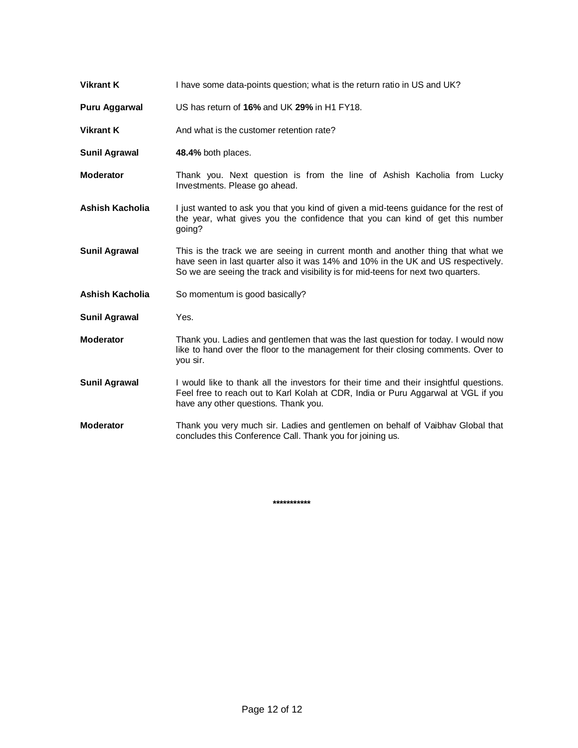**Vikrant K**: I have some data-points question; what is the return ratio in US and UK?

**Puru Aggarwal**: US has return of **16%** and UK **29%** in H1 FY18.

**Vikrant K**: And what is the customer retention rate?

**Sunil Agrawal**: **48.4%** both places.

**Moderator**: Thank you. Next question is from the line of Ashish Kacholia from Lucky Investments. Please go ahead.

**Ashish Kacholia**: I just wanted to ask you that you kind of given a mid-teens guidance for the rest of the year, what gives you the confidence that you can kind of get this number going?

**Sunil Agrawal**: This is the track we are seeing in current month and another thing that what we have seen in last quarter also it was 14% and 10% in the UK and US respectively. So we are seeing the track and visibility is for mid-teens for next two quarters.

**Ashish Kacholia**: So momentum is good basically?

**Sunil Agrawal**: Yes.

**Moderator**: Thank you. Ladies and gentlemen that was the last question for today. I would now like to hand over the floor to the management for their closing comments. Over to you sir.

**Sunil Agrawal**: I would like to thank all the investors for their time and their insightful questions. Feel free to reach out to Karl Kolah at CDR, India or Puru Aggarwal at VGL if you have any other questions. Thank you.

**Moderator**: Thank you very much sir. Ladies and gentlemen on behalf of Vaibhav Global that concludes this Conference Call. Thank you for joining us.

***********